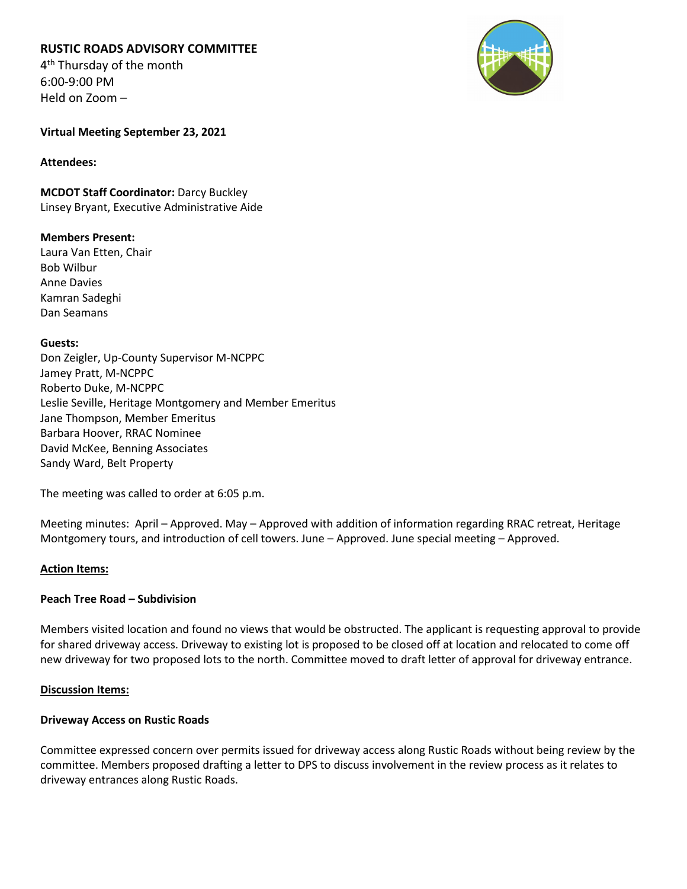# RUSTIC ROADS ADVISORY COMMITTEE

4th Thursday of the month
6:00-9:00 PM
Held on Zoom –

**Virtual Meeting September 23, 2021**

**Attendees:**

**MCDOT Staff Coordinator:** Darcy Buckley
Linsey Bryant, Executive Administrative Aide

**Members Present:**
Laura Van Etten, Chair
Bob Wilbur
Anne Davies
Kamran Sadeghi
Dan Seamans

**Guests:**
Don Zeigler, Up-County Supervisor M-NCPPC
Jamey Pratt, M-NCPPC
Roberto Duke, M-NCPPC
Leslie Seville, Heritage Montgomery and Member Emeritus
Jane Thompson, Member Emeritus
Barbara Hoover, RRAC Nominee
David McKee, Benning Associates
Sandy Ward, Belt Property

The meeting was called to order at 6:05 p.m.

Meeting minutes: April – Approved. May – Approved with addition of information regarding RRAC retreat, Heritage Montgomery tours, and introduction of cell towers. June – Approved. June special meeting – Approved.

**Action Items:**

**Peach Tree Road – Subdivision**

Members visited location and found no views that would be obstructed. The applicant is requesting approval to provide for shared driveway access. Driveway to existing lot is proposed to be closed off at location and relocated to come off new driveway for two proposed lots to the north. Committee moved to draft letter of approval for driveway entrance.

**Discussion Items:**

**Driveway Access on Rustic Roads**

Committee expressed concern over permits issued for driveway access along Rustic Roads without being review by the committee. Members proposed drafting a letter to DPS to discuss involvement in the review process as it relates to driveway entrances along Rustic Roads.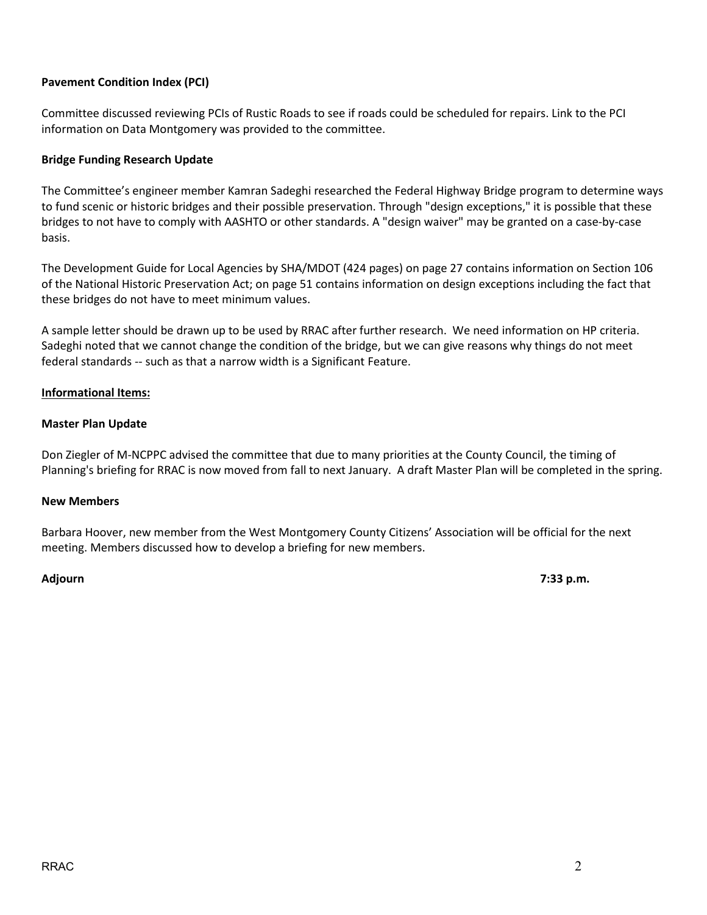**Pavement Condition Index (PCI)**

Committee discussed reviewing PCIs of Rustic Roads to see if roads could be scheduled for repairs. Link to the PCI information on Data Montgomery was provided to the committee.

**Bridge Funding Research Update**

The Committee's engineer member Kamran Sadeghi researched the Federal Highway Bridge program to determine ways to fund scenic or historic bridges and their possible preservation. Through "design exceptions," it is possible that these bridges to not have to comply with AASHTO or other standards. A "design waiver" may be granted on a case-by-case basis.

The Development Guide for Local Agencies by SHA/MDOT (424 pages) on page 27 contains information on Section 106 of the National Historic Preservation Act; on page 51 contains information on design exceptions including the fact that these bridges do not have to meet minimum values.

A sample letter should be drawn up to be used by RRAC after further research. We need information on HP criteria. Sadeghi noted that we cannot change the condition of the bridge, but we can give reasons why things do not meet federal standards -- such as that a narrow width is a Significant Feature.

**Informational Items:**

**Master Plan Update**

Don Ziegler of M-NCPPC advised the committee that due to many priorities at the County Council, the timing of Planning's briefing for RRAC is now moved from fall to next January. A draft Master Plan will be completed in the spring.

**New Members**

Barbara Hoover, new member from the West Montgomery County Citizens' Association will be official for the next meeting. Members discussed how to develop a briefing for new members.

**Adjourn** **7:33 p.m.**